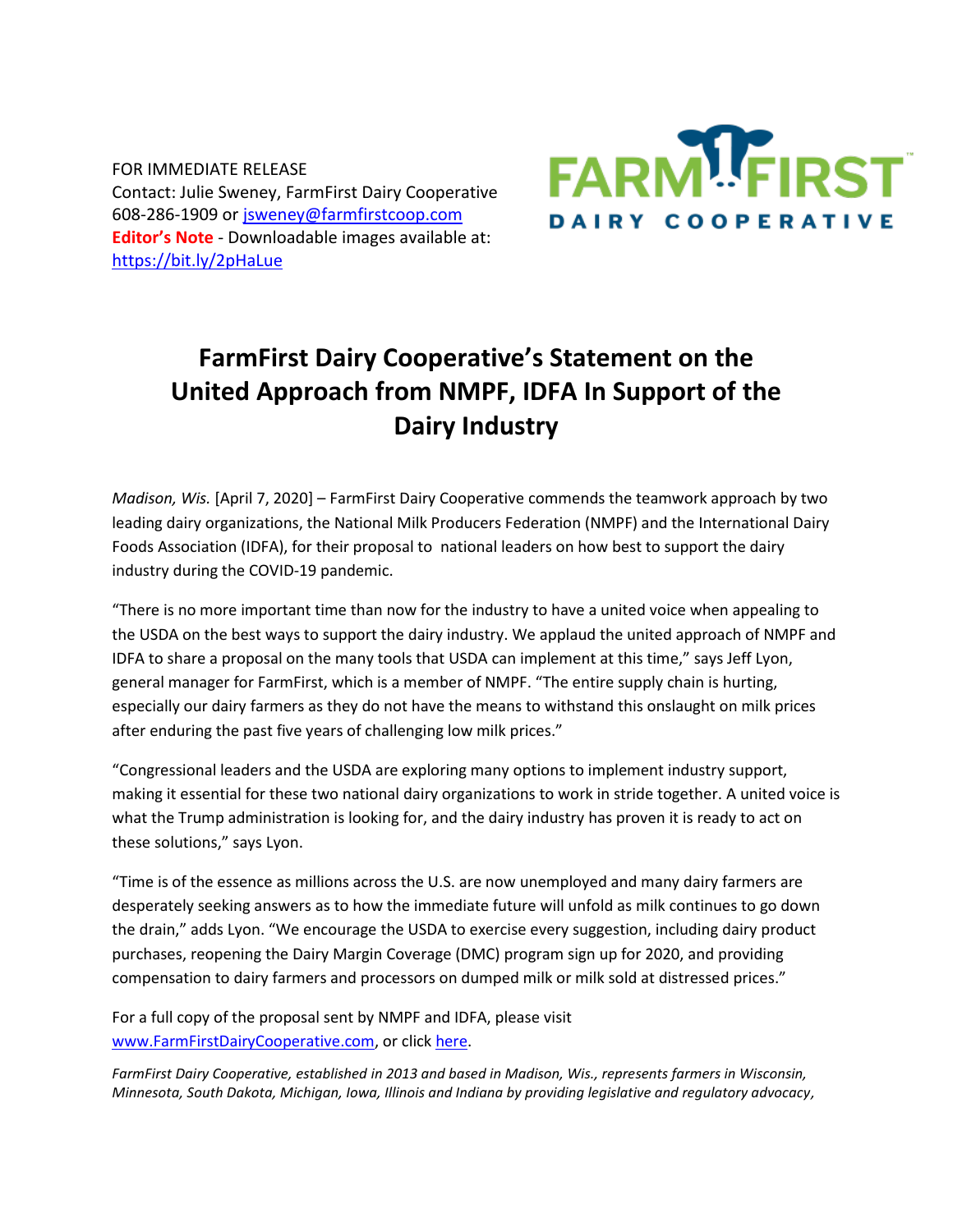FOR IMMEDIATE RELEASE
Contact: Julie Sweney, FarmFirst Dairy Cooperative
608-286-1909 or jsweney@farmfirstcoop.com
**Editor's Note** - Downloadable images available at:
https://bit.ly/2pHaLue

FARMFIRST DAIRY COOPERATIVE

# FarmFirst Dairy Cooperative's Statement on the United Approach from NMPF, IDFA In Support of the Dairy Industry

*Madison, Wis.* [April 7, 2020] – FarmFirst Dairy Cooperative commends the teamwork approach by two leading dairy organizations, the National Milk Producers Federation (NMPF) and the International Dairy Foods Association (IDFA), for their proposal to national leaders on how best to support the dairy industry during the COVID-19 pandemic.

"There is no more important time than now for the industry to have a united voice when appealing to the USDA on the best ways to support the dairy industry. We applaud the united approach of NMPF and IDFA to share a proposal on the many tools that USDA can implement at this time," says Jeff Lyon, general manager for FarmFirst, which is a member of NMPF. "The entire supply chain is hurting, especially our dairy farmers as they do not have the means to withstand this onslaught on milk prices after enduring the past five years of challenging low milk prices."

"Congressional leaders and the USDA are exploring many options to implement industry support, making it essential for these two national dairy organizations to work in stride together. A united voice is what the Trump administration is looking for, and the dairy industry has proven it is ready to act on these solutions," says Lyon.

"Time is of the essence as millions across the U.S. are now unemployed and many dairy farmers are desperately seeking answers as to how the immediate future will unfold as milk continues to go down the drain," adds Lyon. "We encourage the USDA to exercise every suggestion, including dairy product purchases, reopening the Dairy Margin Coverage (DMC) program sign up for 2020, and providing compensation to dairy farmers and processors on dumped milk or milk sold at distressed prices."

For a full copy of the proposal sent by NMPF and IDFA, please visit www.FarmFirstDairyCooperative.com, or click here.

*FarmFirst Dairy Cooperative, established in 2013 and based in Madison, Wis., represents farmers in Wisconsin, Minnesota, South Dakota, Michigan, Iowa, Illinois and Indiana by providing legislative and regulatory advocacy,*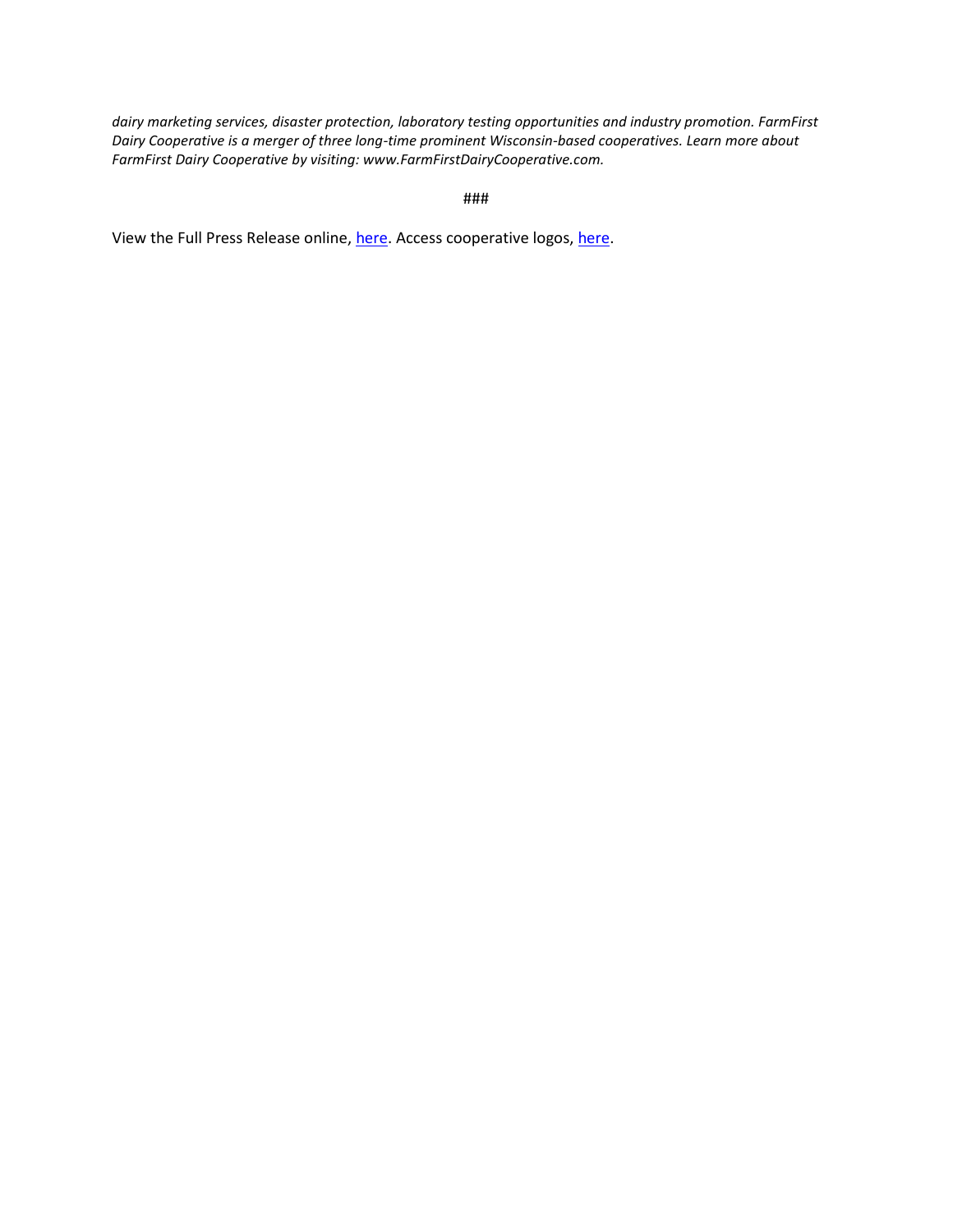*dairy marketing services, disaster protection, laboratory testing opportunities and industry promotion. FarmFirst Dairy Cooperative is a merger of three long-time prominent Wisconsin-based cooperatives. Learn more about FarmFirst Dairy Cooperative by visiting: www.FarmFirstDairyCooperative.com.*

###

View the Full Press Release online, here. Access cooperative logos, here.